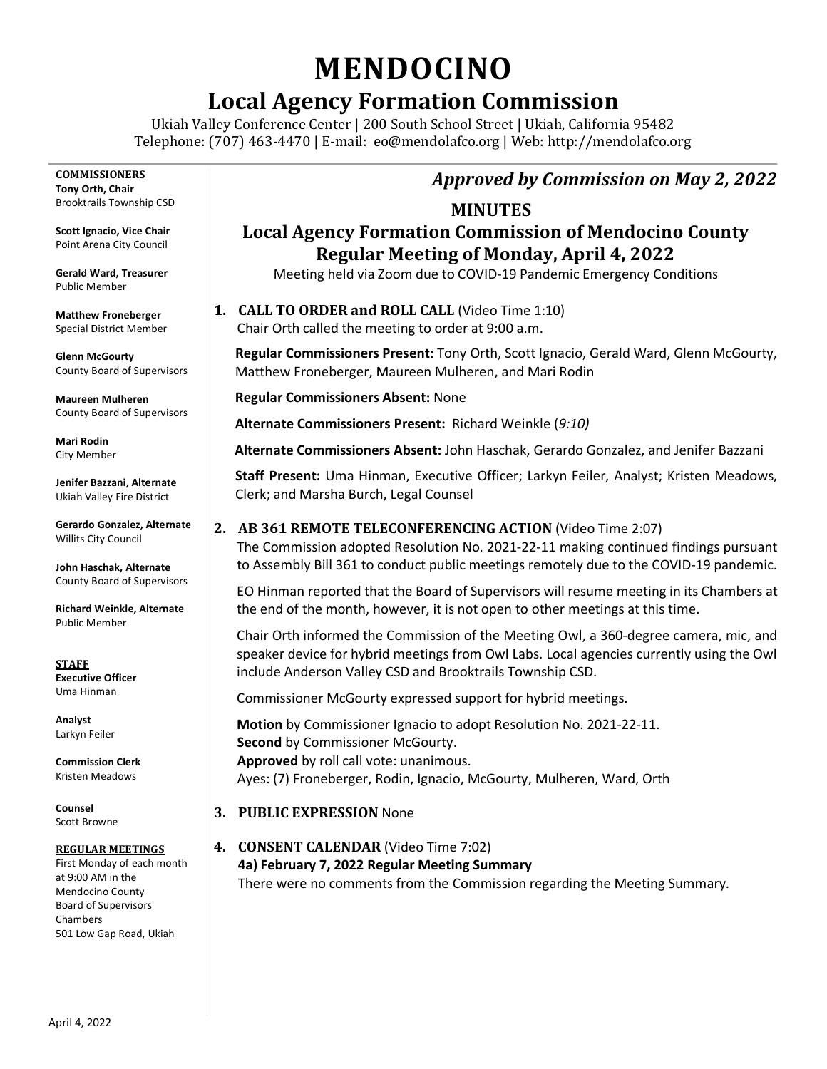# MENDOCINO

## Local Agency Formation Commission

Ukiah Valley Conference Center | 200 South School Street | Ukiah, California 95482
Telephone: (707) 463-4470 | E-mail: eo@mendolafco.org | Web: http://mendolafco.org

**COMMISSIONERS**

**Tony Orth, Chair**
Brooktrails Township CSD

**Scott Ignacio, Vice Chair**
Point Arena City Council

**Gerald Ward, Treasurer**
Public Member

**Matthew Froneberger**
Special District Member

**Glenn McGourty**
County Board of Supervisors

**Maureen Mulheren**
County Board of Supervisors

**Mari Rodin**
City Member

**Jenifer Bazzani, Alternate**
Ukiah Valley Fire District

**Gerardo Gonzalez, Alternate**
Willits City Council

**John Haschak, Alternate**
County Board of Supervisors

**Richard Weinkle, Alternate**
Public Member

**STAFF**

**Executive Officer**
Uma Hinman

**Analyst**
Larkyn Feiler

**Commission Clerk**
Kristen Meadows

**Counsel**
Scott Browne

**REGULAR MEETINGS**

First Monday of each month at 9:00 AM in the Mendocino County Board of Supervisors Chambers 501 Low Gap Road, Ukiah

***Approved by Commission on May 2, 2022***

## MINUTES

## Local Agency Formation Commission of Mendocino County Regular Meeting of Monday, April 4, 2022

Meeting held via Zoom due to COVID-19 Pandemic Emergency Conditions

**1. CALL TO ORDER and ROLL CALL** (Video Time 1:10)

Chair Orth called the meeting to order at 9:00 a.m.

**Regular Commissioners Present**: Tony Orth, Scott Ignacio, Gerald Ward, Glenn McGourty, Matthew Froneberger, Maureen Mulheren, and Mari Rodin

**Regular Commissioners Absent:** None

**Alternate Commissioners Present:** Richard Weinkle (*9:10)*

**Alternate Commissioners Absent:** John Haschak, Gerardo Gonzalez, and Jenifer Bazzani

**Staff Present:** Uma Hinman, Executive Officer; Larkyn Feiler, Analyst; Kristen Meadows, Clerk; and Marsha Burch, Legal Counsel

**2. AB 361 REMOTE TELECONFERENCING ACTION** (Video Time 2:07)

The Commission adopted Resolution No. 2021-22-11 making continued findings pursuant to Assembly Bill 361 to conduct public meetings remotely due to the COVID-19 pandemic.

EO Hinman reported that the Board of Supervisors will resume meeting in its Chambers at the end of the month, however, it is not open to other meetings at this time.

Chair Orth informed the Commission of the Meeting Owl, a 360-degree camera, mic, and speaker device for hybrid meetings from Owl Labs. Local agencies currently using the Owl include Anderson Valley CSD and Brooktrails Township CSD.

Commissioner McGourty expressed support for hybrid meetings.

**Motion** by Commissioner Ignacio to adopt Resolution No. 2021-22-11.
**Second** by Commissioner McGourty.
**Approved** by roll call vote: unanimous.
Ayes: (7) Froneberger, Rodin, Ignacio, McGourty, Mulheren, Ward, Orth

**3. PUBLIC EXPRESSION** None

**4. CONSENT CALENDAR** (Video Time 7:02)

**4a) February 7, 2022 Regular Meeting Summary**

There were no comments from the Commission regarding the Meeting Summary.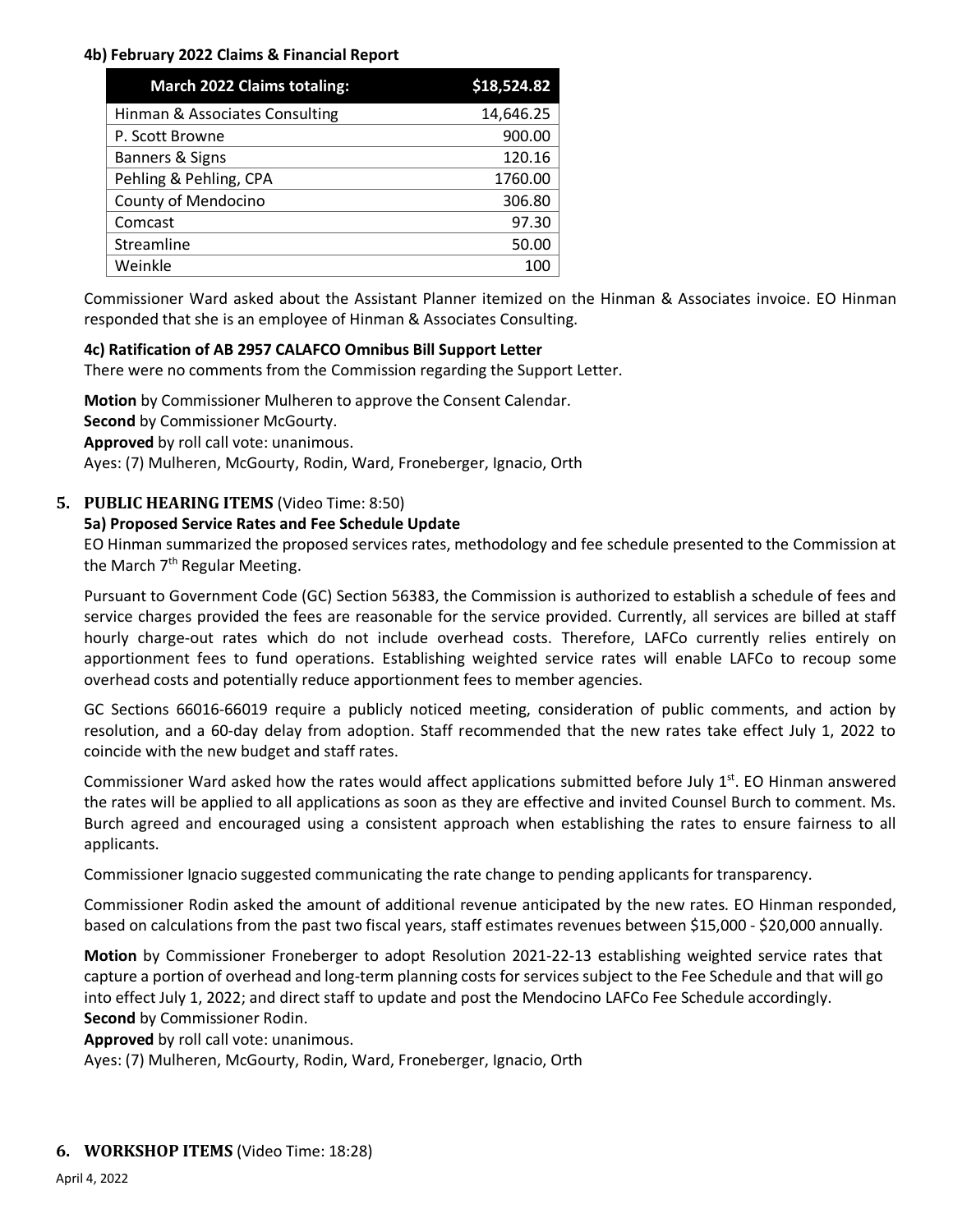#### 4b) February 2022 Claims & Financial Report

| March 2022 Claims totaling: | $18,524.82 |
| --- | --- |
| Hinman & Associates Consulting | 14,646.25 |
| P. Scott Browne | 900.00 |
| Banners & Signs | 120.16 |
| Pehling & Pehling, CPA | 1760.00 |
| County of Mendocino | 306.80 |
| Comcast | 97.30 |
| Streamline | 50.00 |
| Weinkle | 100 |

Commissioner Ward asked about the Assistant Planner itemized on the Hinman & Associates invoice. EO Hinman responded that she is an employee of Hinman & Associates Consulting.

#### 4c) Ratification of AB 2957 CALAFCO Omnibus Bill Support Letter

There were no comments from the Commission regarding the Support Letter.

**Motion** by Commissioner Mulheren to approve the Consent Calendar.
**Second** by Commissioner McGourty.
**Approved** by roll call vote: unanimous.
Ayes: (7) Mulheren, McGourty, Rodin, Ward, Froneberger, Ignacio, Orth

## 5. PUBLIC HEARING ITEMS (Video Time: 8:50)

#### 5a) Proposed Service Rates and Fee Schedule Update

EO Hinman summarized the proposed services rates, methodology and fee schedule presented to the Commission at the March 7th Regular Meeting.

Pursuant to Government Code (GC) Section 56383, the Commission is authorized to establish a schedule of fees and service charges provided the fees are reasonable for the service provided. Currently, all services are billed at staff hourly charge-out rates which do not include overhead costs. Therefore, LAFCo currently relies entirely on apportionment fees to fund operations. Establishing weighted service rates will enable LAFCo to recoup some overhead costs and potentially reduce apportionment fees to member agencies.

GC Sections 66016-66019 require a publicly noticed meeting, consideration of public comments, and action by resolution, and a 60-day delay from adoption. Staff recommended that the new rates take effect July 1, 2022 to coincide with the new budget and staff rates.

Commissioner Ward asked how the rates would affect applications submitted before July 1st. EO Hinman answered the rates will be applied to all applications as soon as they are effective and invited Counsel Burch to comment. Ms. Burch agreed and encouraged using a consistent approach when establishing the rates to ensure fairness to all applicants.

Commissioner Ignacio suggested communicating the rate change to pending applicants for transparency.

Commissioner Rodin asked the amount of additional revenue anticipated by the new rates. EO Hinman responded, based on calculations from the past two fiscal years, staff estimates revenues between $15,000 - $20,000 annually.

**Motion** by Commissioner Froneberger to adopt Resolution 2021-22-13 establishing weighted service rates that capture a portion of overhead and long-term planning costs for services subject to the Fee Schedule and that will go into effect July 1, 2022; and direct staff to update and post the Mendocino LAFCo Fee Schedule accordingly.
**Second** by Commissioner Rodin.
**Approved** by roll call vote: unanimous.
Ayes: (7) Mulheren, McGourty, Rodin, Ward, Froneberger, Ignacio, Orth

## 6. WORKSHOP ITEMS (Video Time: 18:28)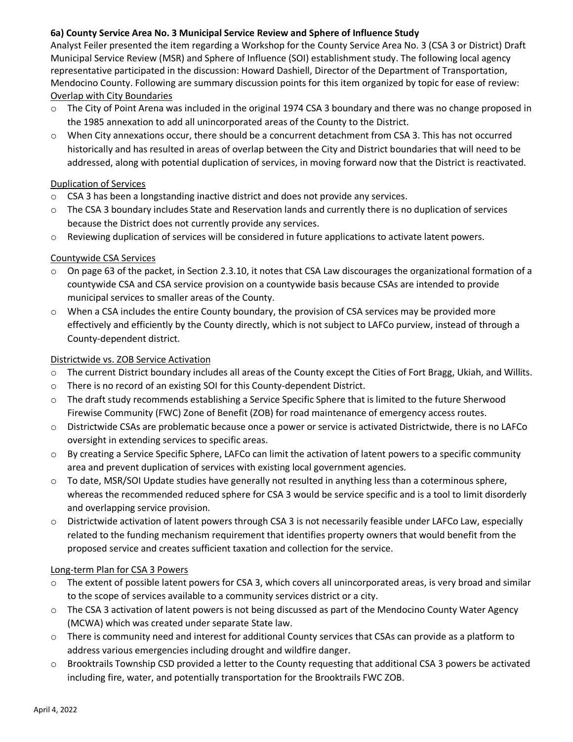**6a) County Service Area No. 3 Municipal Service Review and Sphere of Influence Study**

Analyst Feiler presented the item regarding a Workshop for the County Service Area No. 3 (CSA 3 or District) Draft Municipal Service Review (MSR) and Sphere of Influence (SOI) establishment study. The following local agency representative participated in the discussion: Howard Dashiell, Director of the Department of Transportation, Mendocino County. Following are summary discussion points for this item organized by topic for ease of review:

Overlap with City Boundaries

- The City of Point Arena was included in the original 1974 CSA 3 boundary and there was no change proposed in the 1985 annexation to add all unincorporated areas of the County to the District.
- When City annexations occur, there should be a concurrent detachment from CSA 3. This has not occurred historically and has resulted in areas of overlap between the City and District boundaries that will need to be addressed, along with potential duplication of services, in moving forward now that the District is reactivated.

Duplication of Services

- CSA 3 has been a longstanding inactive district and does not provide any services.
- The CSA 3 boundary includes State and Reservation lands and currently there is no duplication of services because the District does not currently provide any services.
- Reviewing duplication of services will be considered in future applications to activate latent powers.

Countywide CSA Services

- On page 63 of the packet, in Section 2.3.10, it notes that CSA Law discourages the organizational formation of a countywide CSA and CSA service provision on a countywide basis because CSAs are intended to provide municipal services to smaller areas of the County.
- When a CSA includes the entire County boundary, the provision of CSA services may be provided more effectively and efficiently by the County directly, which is not subject to LAFCo purview, instead of through a County-dependent district.

Districtwide vs. ZOB Service Activation

- The current District boundary includes all areas of the County except the Cities of Fort Bragg, Ukiah, and Willits.
- There is no record of an existing SOI for this County-dependent District.
- The draft study recommends establishing a Service Specific Sphere that is limited to the future Sherwood Firewise Community (FWC) Zone of Benefit (ZOB) for road maintenance of emergency access routes.
- Districtwide CSAs are problematic because once a power or service is activated Districtwide, there is no LAFCo oversight in extending services to specific areas.
- By creating a Service Specific Sphere, LAFCo can limit the activation of latent powers to a specific community area and prevent duplication of services with existing local government agencies.
- To date, MSR/SOI Update studies have generally not resulted in anything less than a coterminous sphere, whereas the recommended reduced sphere for CSA 3 would be service specific and is a tool to limit disorderly and overlapping service provision.
- Districtwide activation of latent powers through CSA 3 is not necessarily feasible under LAFCo Law, especially related to the funding mechanism requirement that identifies property owners that would benefit from the proposed service and creates sufficient taxation and collection for the service.

Long-term Plan for CSA 3 Powers

- The extent of possible latent powers for CSA 3, which covers all unincorporated areas, is very broad and similar to the scope of services available to a community services district or a city.
- The CSA 3 activation of latent powers is not being discussed as part of the Mendocino County Water Agency (MCWA) which was created under separate State law.
- There is community need and interest for additional County services that CSAs can provide as a platform to address various emergencies including drought and wildfire danger.
- Brooktrails Township CSD provided a letter to the County requesting that additional CSA 3 powers be activated including fire, water, and potentially transportation for the Brooktrails FWC ZOB.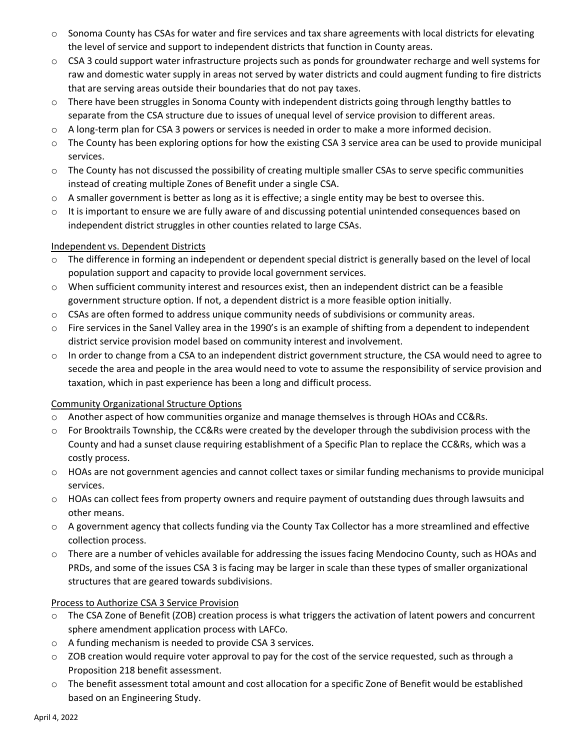- Sonoma County has CSAs for water and fire services and tax share agreements with local districts for elevating the level of service and support to independent districts that function in County areas.
- CSA 3 could support water infrastructure projects such as ponds for groundwater recharge and well systems for raw and domestic water supply in areas not served by water districts and could augment funding to fire districts that are serving areas outside their boundaries that do not pay taxes.
- There have been struggles in Sonoma County with independent districts going through lengthy battles to separate from the CSA structure due to issues of unequal level of service provision to different areas.
- A long-term plan for CSA 3 powers or services is needed in order to make a more informed decision.
- The County has been exploring options for how the existing CSA 3 service area can be used to provide municipal services.
- The County has not discussed the possibility of creating multiple smaller CSAs to serve specific communities instead of creating multiple Zones of Benefit under a single CSA.
- A smaller government is better as long as it is effective; a single entity may be best to oversee this.
- It is important to ensure we are fully aware of and discussing potential unintended consequences based on independent district struggles in other counties related to large CSAs.

Independent vs. Dependent Districts

- The difference in forming an independent or dependent special district is generally based on the level of local population support and capacity to provide local government services.
- When sufficient community interest and resources exist, then an independent district can be a feasible government structure option. If not, a dependent district is a more feasible option initially.
- CSAs are often formed to address unique community needs of subdivisions or community areas.
- Fire services in the Sanel Valley area in the 1990's is an example of shifting from a dependent to independent district service provision model based on community interest and involvement.
- In order to change from a CSA to an independent district government structure, the CSA would need to agree to secede the area and people in the area would need to vote to assume the responsibility of service provision and taxation, which in past experience has been a long and difficult process.

Community Organizational Structure Options

- Another aspect of how communities organize and manage themselves is through HOAs and CC&Rs.
- For Brooktrails Township, the CC&Rs were created by the developer through the subdivision process with the County and had a sunset clause requiring establishment of a Specific Plan to replace the CC&Rs, which was a costly process.
- HOAs are not government agencies and cannot collect taxes or similar funding mechanisms to provide municipal services.
- HOAs can collect fees from property owners and require payment of outstanding dues through lawsuits and other means.
- A government agency that collects funding via the County Tax Collector has a more streamlined and effective collection process.
- There are a number of vehicles available for addressing the issues facing Mendocino County, such as HOAs and PRDs, and some of the issues CSA 3 is facing may be larger in scale than these types of smaller organizational structures that are geared towards subdivisions.

Process to Authorize CSA 3 Service Provision

- The CSA Zone of Benefit (ZOB) creation process is what triggers the activation of latent powers and concurrent sphere amendment application process with LAFCo.
- A funding mechanism is needed to provide CSA 3 services.
- ZOB creation would require voter approval to pay for the cost of the service requested, such as through a Proposition 218 benefit assessment.
- The benefit assessment total amount and cost allocation for a specific Zone of Benefit would be established based on an Engineering Study.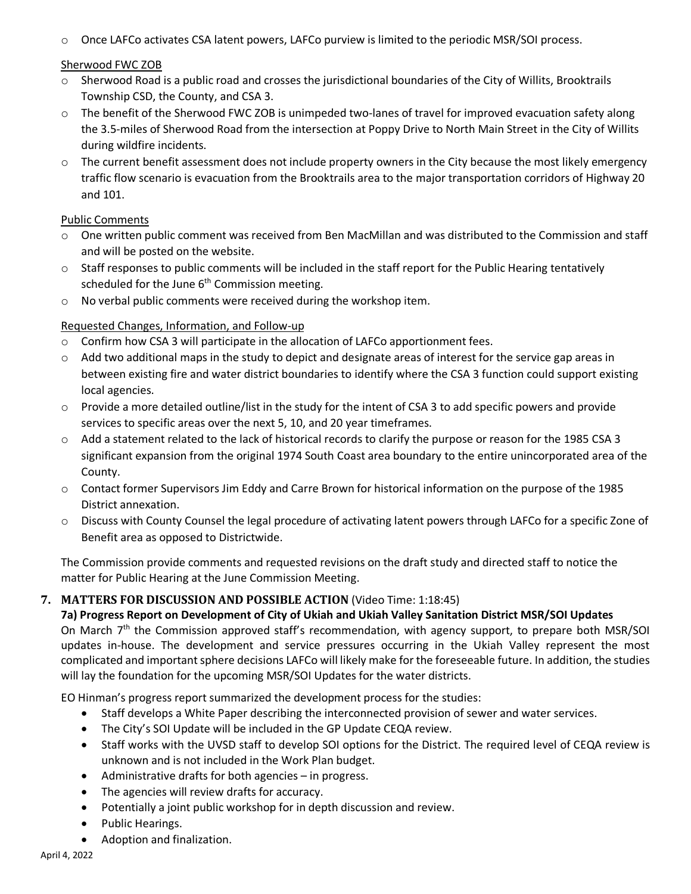- Once LAFCo activates CSA latent powers, LAFCo purview is limited to the periodic MSR/SOI process.

Sherwood FWC ZOB

- Sherwood Road is a public road and crosses the jurisdictional boundaries of the City of Willits, Brooktrails Township CSD, the County, and CSA 3.
- The benefit of the Sherwood FWC ZOB is unimpeded two-lanes of travel for improved evacuation safety along the 3.5-miles of Sherwood Road from the intersection at Poppy Drive to North Main Street in the City of Willits during wildfire incidents.
- The current benefit assessment does not include property owners in the City because the most likely emergency traffic flow scenario is evacuation from the Brooktrails area to the major transportation corridors of Highway 20 and 101.

Public Comments

- One written public comment was received from Ben MacMillan and was distributed to the Commission and staff and will be posted on the website.
- Staff responses to public comments will be included in the staff report for the Public Hearing tentatively scheduled for the June 6th Commission meeting.
- No verbal public comments were received during the workshop item.

Requested Changes, Information, and Follow-up

- Confirm how CSA 3 will participate in the allocation of LAFCo apportionment fees.
- Add two additional maps in the study to depict and designate areas of interest for the service gap areas in between existing fire and water district boundaries to identify where the CSA 3 function could support existing local agencies.
- Provide a more detailed outline/list in the study for the intent of CSA 3 to add specific powers and provide services to specific areas over the next 5, 10, and 20 year timeframes.
- Add a statement related to the lack of historical records to clarify the purpose or reason for the 1985 CSA 3 significant expansion from the original 1974 South Coast area boundary to the entire unincorporated area of the County.
- Contact former Supervisors Jim Eddy and Carre Brown for historical information on the purpose of the 1985 District annexation.
- Discuss with County Counsel the legal procedure of activating latent powers through LAFCo for a specific Zone of Benefit area as opposed to Districtwide.

The Commission provide comments and requested revisions on the draft study and directed staff to notice the matter for Public Hearing at the June Commission Meeting.

## 7. MATTERS FOR DISCUSSION AND POSSIBLE ACTION (Video Time: 1:18:45)

**7a) Progress Report on Development of City of Ukiah and Ukiah Valley Sanitation District MSR/SOI Updates**

On March 7th the Commission approved staff's recommendation, with agency support, to prepare both MSR/SOI updates in-house. The development and service pressures occurring in the Ukiah Valley represent the most complicated and important sphere decisions LAFCo will likely make for the foreseeable future. In addition, the studies will lay the foundation for the upcoming MSR/SOI Updates for the water districts.

EO Hinman's progress report summarized the development process for the studies:

- Staff develops a White Paper describing the interconnected provision of sewer and water services.
- The City's SOI Update will be included in the GP Update CEQA review.
- Staff works with the UVSD staff to develop SOI options for the District. The required level of CEQA review is unknown and is not included in the Work Plan budget.
- Administrative drafts for both agencies – in progress.
- The agencies will review drafts for accuracy.
- Potentially a joint public workshop for in depth discussion and review.
- Public Hearings.
- Adoption and finalization.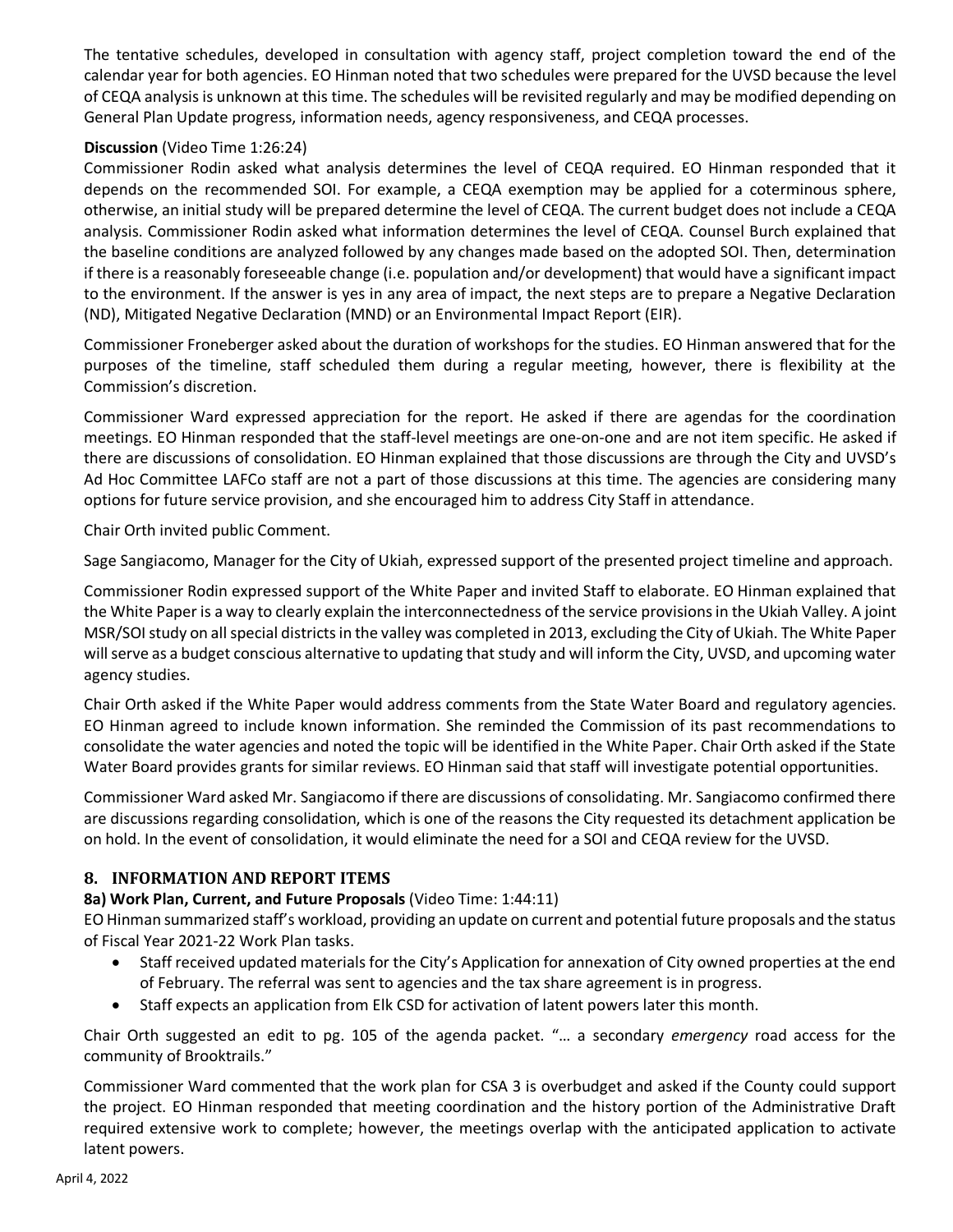The tentative schedules, developed in consultation with agency staff, project completion toward the end of the calendar year for both agencies. EO Hinman noted that two schedules were prepared for the UVSD because the level of CEQA analysis is unknown at this time. The schedules will be revisited regularly and may be modified depending on General Plan Update progress, information needs, agency responsiveness, and CEQA processes.

**Discussion** (Video Time 1:26:24)

Commissioner Rodin asked what analysis determines the level of CEQA required. EO Hinman responded that it depends on the recommended SOI. For example, a CEQA exemption may be applied for a coterminous sphere, otherwise, an initial study will be prepared determine the level of CEQA. The current budget does not include a CEQA analysis. Commissioner Rodin asked what information determines the level of CEQA. Counsel Burch explained that the baseline conditions are analyzed followed by any changes made based on the adopted SOI. Then, determination if there is a reasonably foreseeable change (i.e. population and/or development) that would have a significant impact to the environment. If the answer is yes in any area of impact, the next steps are to prepare a Negative Declaration (ND), Mitigated Negative Declaration (MND) or an Environmental Impact Report (EIR).

Commissioner Froneberger asked about the duration of workshops for the studies. EO Hinman answered that for the purposes of the timeline, staff scheduled them during a regular meeting, however, there is flexibility at the Commission's discretion.

Commissioner Ward expressed appreciation for the report. He asked if there are agendas for the coordination meetings. EO Hinman responded that the staff-level meetings are one-on-one and are not item specific. He asked if there are discussions of consolidation. EO Hinman explained that those discussions are through the City and UVSD's Ad Hoc Committee LAFCo staff are not a part of those discussions at this time. The agencies are considering many options for future service provision, and she encouraged him to address City Staff in attendance.

Chair Orth invited public Comment.

Sage Sangiacomo, Manager for the City of Ukiah, expressed support of the presented project timeline and approach.

Commissioner Rodin expressed support of the White Paper and invited Staff to elaborate. EO Hinman explained that the White Paper is a way to clearly explain the interconnectedness of the service provisions in the Ukiah Valley. A joint MSR/SOI study on all special districts in the valley was completed in 2013, excluding the City of Ukiah. The White Paper will serve as a budget conscious alternative to updating that study and will inform the City, UVSD, and upcoming water agency studies.

Chair Orth asked if the White Paper would address comments from the State Water Board and regulatory agencies. EO Hinman agreed to include known information. She reminded the Commission of its past recommendations to consolidate the water agencies and noted the topic will be identified in the White Paper. Chair Orth asked if the State Water Board provides grants for similar reviews. EO Hinman said that staff will investigate potential opportunities.

Commissioner Ward asked Mr. Sangiacomo if there are discussions of consolidating. Mr. Sangiacomo confirmed there are discussions regarding consolidation, which is one of the reasons the City requested its detachment application be on hold. In the event of consolidation, it would eliminate the need for a SOI and CEQA review for the UVSD.

## 8. INFORMATION AND REPORT ITEMS

**8a) Work Plan, Current, and Future Proposals** (Video Time: 1:44:11)

EO Hinman summarized staff's workload, providing an update on current and potential future proposals and the status of Fiscal Year 2021-22 Work Plan tasks.

- Staff received updated materials for the City's Application for annexation of City owned properties at the end of February. The referral was sent to agencies and the tax share agreement is in progress.
- Staff expects an application from Elk CSD for activation of latent powers later this month.

Chair Orth suggested an edit to pg. 105 of the agenda packet. "… a secondary *emergency* road access for the community of Brooktrails."

Commissioner Ward commented that the work plan for CSA 3 is overbudget and asked if the County could support the project. EO Hinman responded that meeting coordination and the history portion of the Administrative Draft required extensive work to complete; however, the meetings overlap with the anticipated application to activate latent powers.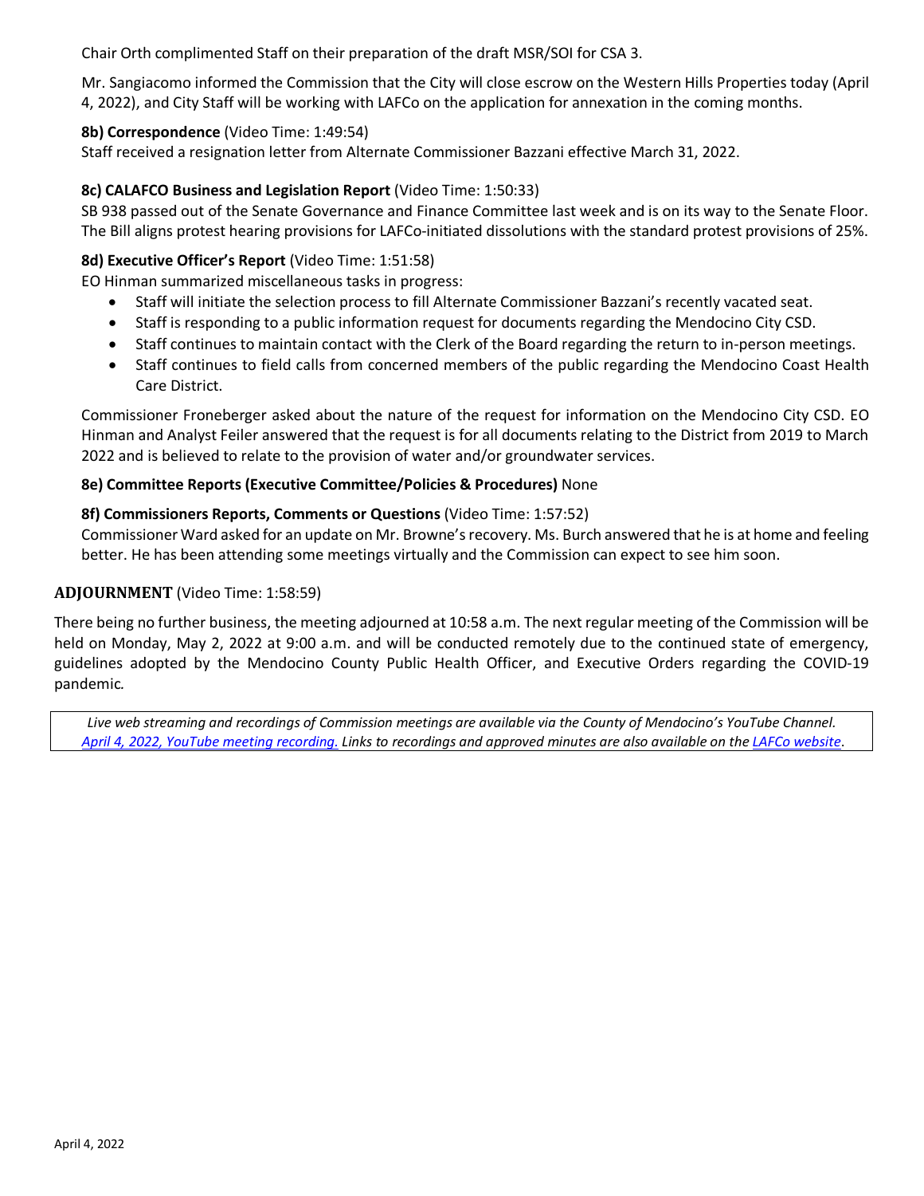Chair Orth complimented Staff on their preparation of the draft MSR/SOI for CSA 3.

Mr. Sangiacomo informed the Commission that the City will close escrow on the Western Hills Properties today (April 4, 2022), and City Staff will be working with LAFCo on the application for annexation in the coming months.

**8b) Correspondence** (Video Time: 1:49:54)
Staff received a resignation letter from Alternate Commissioner Bazzani effective March 31, 2022.

**8c) CALAFCO Business and Legislation Report** (Video Time: 1:50:33)
SB 938 passed out of the Senate Governance and Finance Committee last week and is on its way to the Senate Floor. The Bill aligns protest hearing provisions for LAFCo-initiated dissolutions with the standard protest provisions of 25%.

**8d) Executive Officer's Report** (Video Time: 1:51:58)
EO Hinman summarized miscellaneous tasks in progress:

- Staff will initiate the selection process to fill Alternate Commissioner Bazzani's recently vacated seat.
- Staff is responding to a public information request for documents regarding the Mendocino City CSD.
- Staff continues to maintain contact with the Clerk of the Board regarding the return to in-person meetings.
- Staff continues to field calls from concerned members of the public regarding the Mendocino Coast Health Care District.

Commissioner Froneberger asked about the nature of the request for information on the Mendocino City CSD. EO Hinman and Analyst Feiler answered that the request is for all documents relating to the District from 2019 to March 2022 and is believed to relate to the provision of water and/or groundwater services.

**8e) Committee Reports (Executive Committee/Policies & Procedures)** None

**8f) Commissioners Reports, Comments or Questions** (Video Time: 1:57:52)
Commissioner Ward asked for an update on Mr. Browne's recovery. Ms. Burch answered that he is at home and feeling better. He has been attending some meetings virtually and the Commission can expect to see him soon.

## ADJOURNMENT (Video Time: 1:58:59)

There being no further business, the meeting adjourned at 10:58 a.m. The next regular meeting of the Commission will be held on Monday, May 2, 2022 at 9:00 a.m. and will be conducted remotely due to the continued state of emergency, guidelines adopted by the Mendocino County Public Health Officer, and Executive Orders regarding the COVID-19 pandemic.

*Live web streaming and recordings of Commission meetings are available via the County of Mendocino's YouTube Channel. April 4, 2022, YouTube meeting recording. Links to recordings and approved minutes are also available on the LAFCo website.*